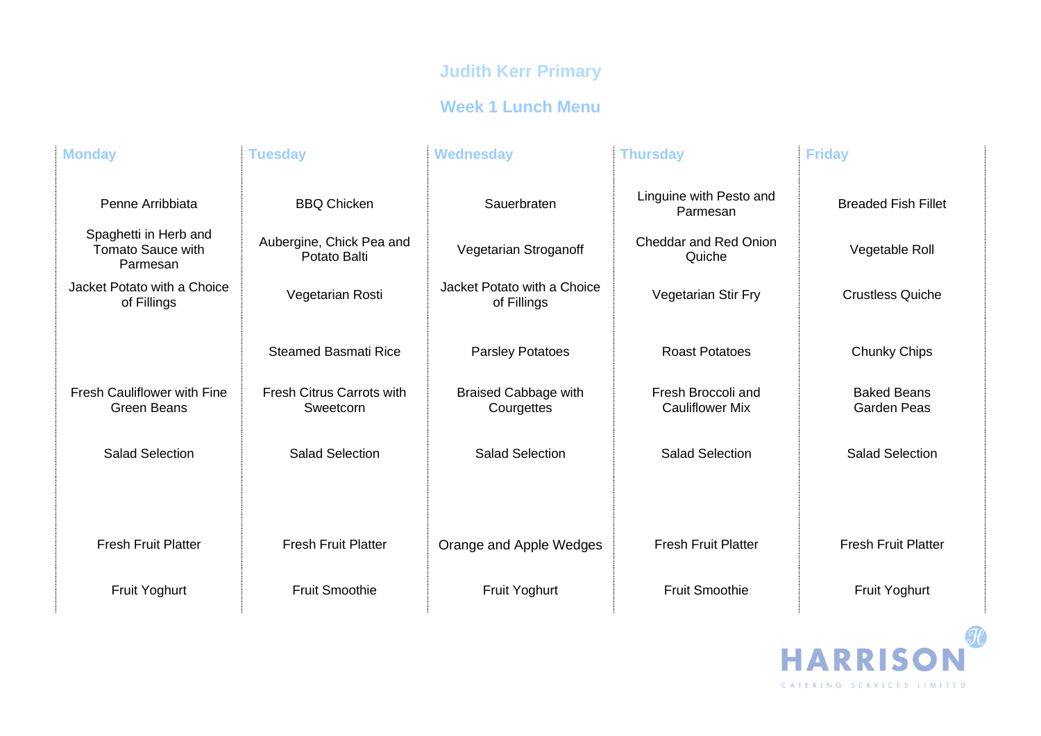# Judith Kerr Primary

## Week 1 Lunch Menu

| Monday | Tuesday | Wednesday | Thursday | Friday |
|---|---|---|---|---|
| Penne Arribbiata | BBQ Chicken | Sauerbraten | Linguine with Pesto and Parmesan | Breaded Fish Fillet |
| Spaghetti in Herb and Tomato Sauce with Parmesan | Aubergine, Chick Pea and Potato Balti | Vegetarian Stroganoff | Cheddar and Red Onion Quiche | Vegetable Roll |
| Jacket Potato with a Choice of Fillings | Vegetarian Rosti | Jacket Potato with a Choice of Fillings | Vegetarian Stir Fry | Crustless Quiche |
| | Steamed Basmati Rice | Parsley Potatoes | Roast Potatoes | Chunky Chips |
| Fresh Cauliflower with Fine Green Beans | Fresh Citrus Carrots with Sweetcorn | Braised Cabbage with Courgettes | Fresh Broccoli and Cauliflower Mix | Baked Beans Garden Peas |
| Salad Selection | Salad Selection | Salad Selection | Salad Selection | Salad Selection |
| Fresh Fruit Platter | Fresh Fruit Platter | Orange and Apple Wedges | Fresh Fruit Platter | Fresh Fruit Platter |
| Fruit Yoghurt | Fruit Smoothie | Fruit Yoghurt | Fruit Smoothie | Fruit Yoghurt |

HARRISON
CATERING SERVICES LIMITED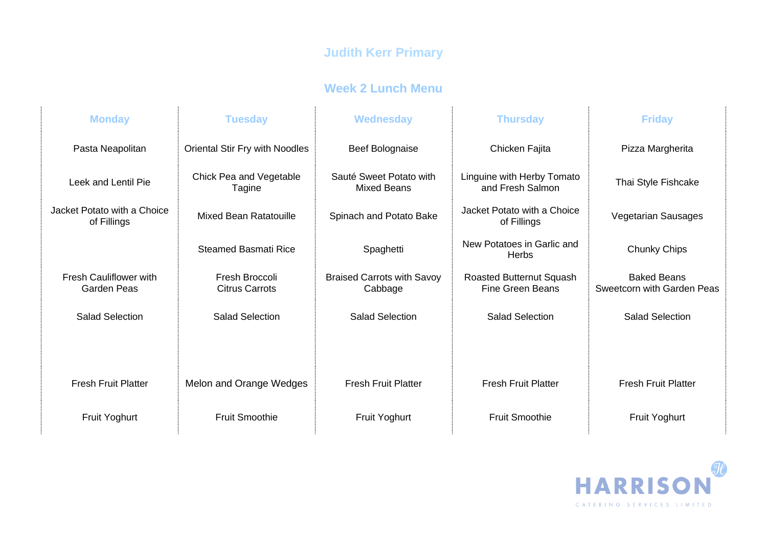# Judith Kerr Primary

## Week 2 Lunch Menu

| Monday | Tuesday | Wednesday | Thursday | Friday |
|---|---|---|---|---|
| Pasta Neapolitan | Oriental Stir Fry with Noodles | Beef Bolognaise | Chicken Fajita | Pizza Margherita |
| Leek and Lentil Pie | Chick Pea and Vegetable Tagine | Sauté Sweet Potato with Mixed Beans | Linguine with Herby Tomato and Fresh Salmon | Thai Style Fishcake |
| Jacket Potato with a Choice of Fillings | Mixed Bean Ratatouille | Spinach and Potato Bake | Jacket Potato with a Choice of Fillings | Vegetarian Sausages |
| | Steamed Basmati Rice | Spaghetti | New Potatoes in Garlic and Herbs | Chunky Chips |
| Fresh Cauliflower with Garden Peas | Fresh Broccoli Citrus Carrots | Braised Carrots with Savoy Cabbage | Roasted Butternut Squash Fine Green Beans | Baked Beans Sweetcorn with Garden Peas |
| Salad Selection | Salad Selection | Salad Selection | Salad Selection | Salad Selection |
| Fresh Fruit Platter | Melon and Orange Wedges | Fresh Fruit Platter | Fresh Fruit Platter | Fresh Fruit Platter |
| Fruit Yoghurt | Fruit Smoothie | Fruit Yoghurt | Fruit Smoothie | Fruit Yoghurt |

HARRISON
CATERING SERVICES LIMITED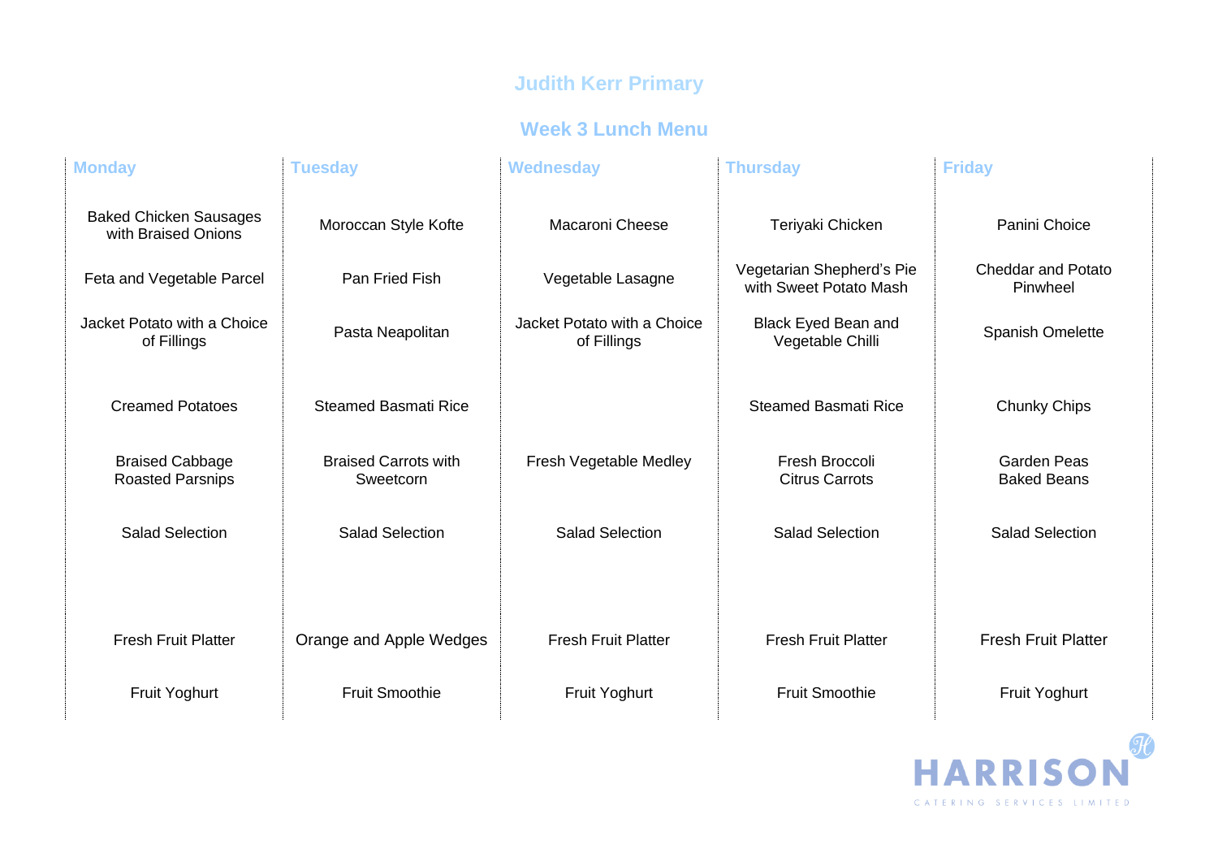# Judith Kerr Primary

## Week 3 Lunch Menu

| Monday | Tuesday | Wednesday | Thursday | Friday |
|---|---|---|---|---|
| Baked Chicken Sausages with Braised Onions | Moroccan Style Kofte | Macaroni Cheese | Teriyaki Chicken | Panini Choice |
| Feta and Vegetable Parcel | Pan Fried Fish | Vegetable Lasagne | Vegetarian Shepherd's Pie with Sweet Potato Mash | Cheddar and Potato Pinwheel |
| Jacket Potato with a Choice of Fillings | Pasta Neapolitan | Jacket Potato with a Choice of Fillings | Black Eyed Bean and Vegetable Chilli | Spanish Omelette |
| Creamed Potatoes | Steamed Basmati Rice | | Steamed Basmati Rice | Chunky Chips |
| Braised Cabbage Roasted Parsnips | Braised Carrots with Sweetcorn | Fresh Vegetable Medley | Fresh Broccoli Citrus Carrots | Garden Peas Baked Beans |
| Salad Selection | Salad Selection | Salad Selection | Salad Selection | Salad Selection |
| Fresh Fruit Platter | Orange and Apple Wedges | Fresh Fruit Platter | Fresh Fruit Platter | Fresh Fruit Platter |
| Fruit Yoghurt | Fruit Smoothie | Fruit Yoghurt | Fruit Smoothie | Fruit Yoghurt |

HARRISON
CATERING SERVICES LIMITED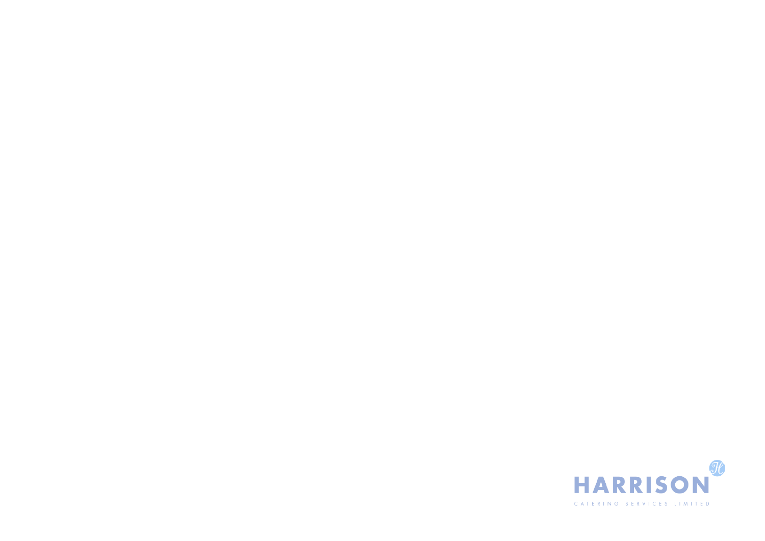HARRISON

CATERING SERVICES LIMITED